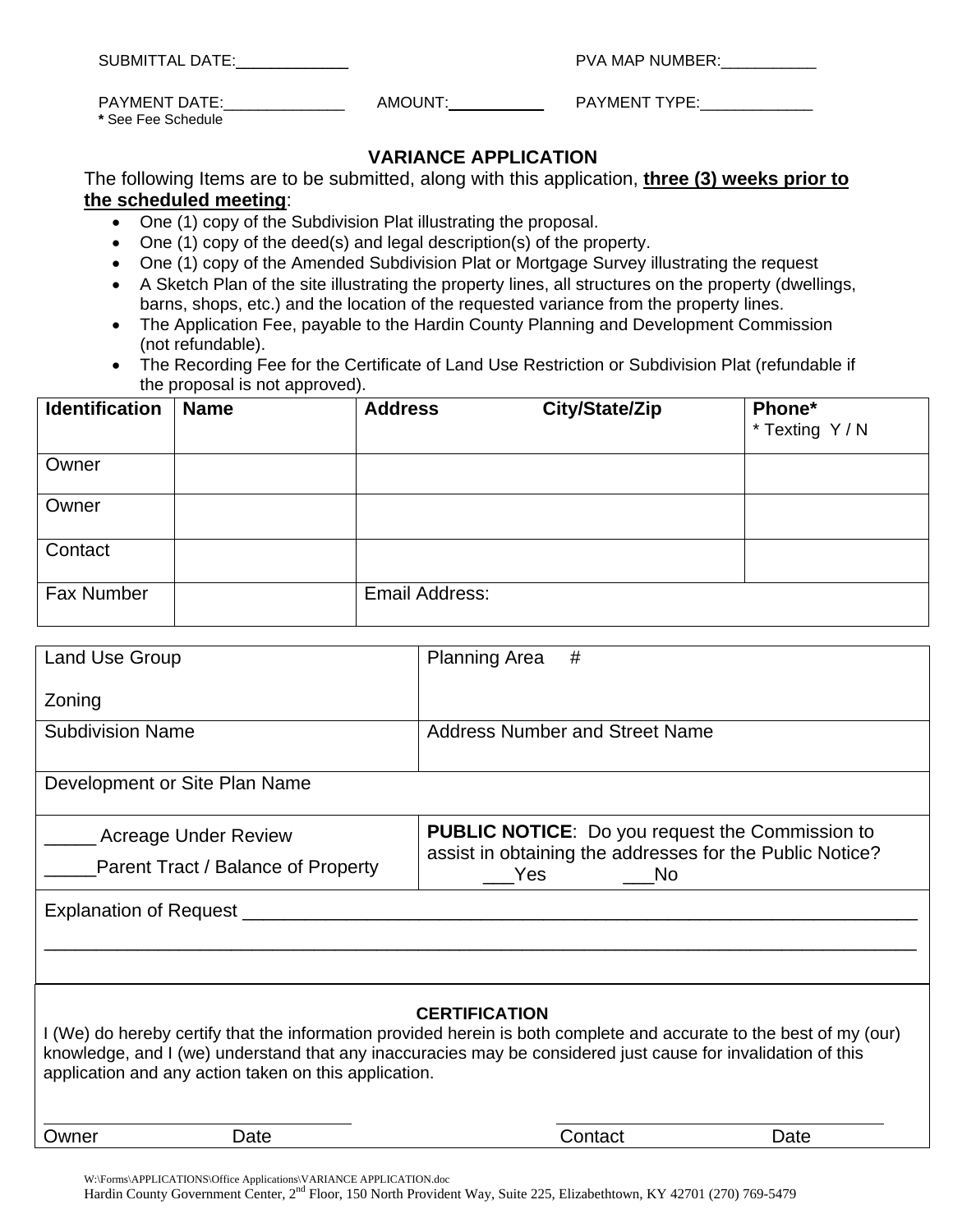SUBMITTAL DATE:____________ PVA MAP NUMBER:___________

PAYMENT DATE:______________ AMOUNT:___________ PAYMENT TYPE:_____________

**\*** See Fee Schedule

## VARIANCE APPLICATION

The following Items are to be submitted, along with this application, **three (3) weeks prior to the scheduled meeting**:

- One (1) copy of the Subdivision Plat illustrating the proposal.
- One (1) copy of the deed(s) and legal description(s) of the property.
- One (1) copy of the Amended Subdivision Plat or Mortgage Survey illustrating the request
- A Sketch Plan of the site illustrating the property lines, all structures on the property (dwellings, barns, shops, etc.) and the location of the requested variance from the property lines.
- The Application Fee, payable to the Hardin County Planning and Development Commission (not refundable).
- The Recording Fee for the Certificate of Land Use Restriction or Subdivision Plat (refundable if the proposal is not approved).

| **Identification** | **Name** | **Address City/State/Zip** | **Phone*** <br> * Texting Y / N |
|---|---|---|---|
| Owner | | | |
| Owner | | | |
| Contact | | | |
| Fax Number | | Email Address: | |

| | |
|---|---|
| Land Use Group<br><br>Zoning | Planning Area # |
| Subdivision Name | Address Number and Street Name |
| Development or Site Plan Name | |
| _____ Acreage Under Review<br><br>_____Parent Tract / Balance of Property | **PUBLIC NOTICE**: Do you request the Commission to assist in obtaining the addresses for the Public Notice?<br>___Yes ___No |
| Explanation of Request ______________________________________________________________<br>______________________________________________________________________________ | |

### CERTIFICATION

I (We) do hereby certify that the information provided herein is both complete and accurate to the best of my (our) knowledge, and I (we) understand that any inaccuracies may be considered just cause for invalidation of this application and any action taken on this application.

______________________________ ______________________________

Owner Date Contact Date

W:\Forms\APPLICATIONS\Office Applications\VARIANCE APPLICATION.doc

Hardin County Government Center, 2nd Floor, 150 North Provident Way, Suite 225, Elizabethtown, KY 42701 (270) 769-5479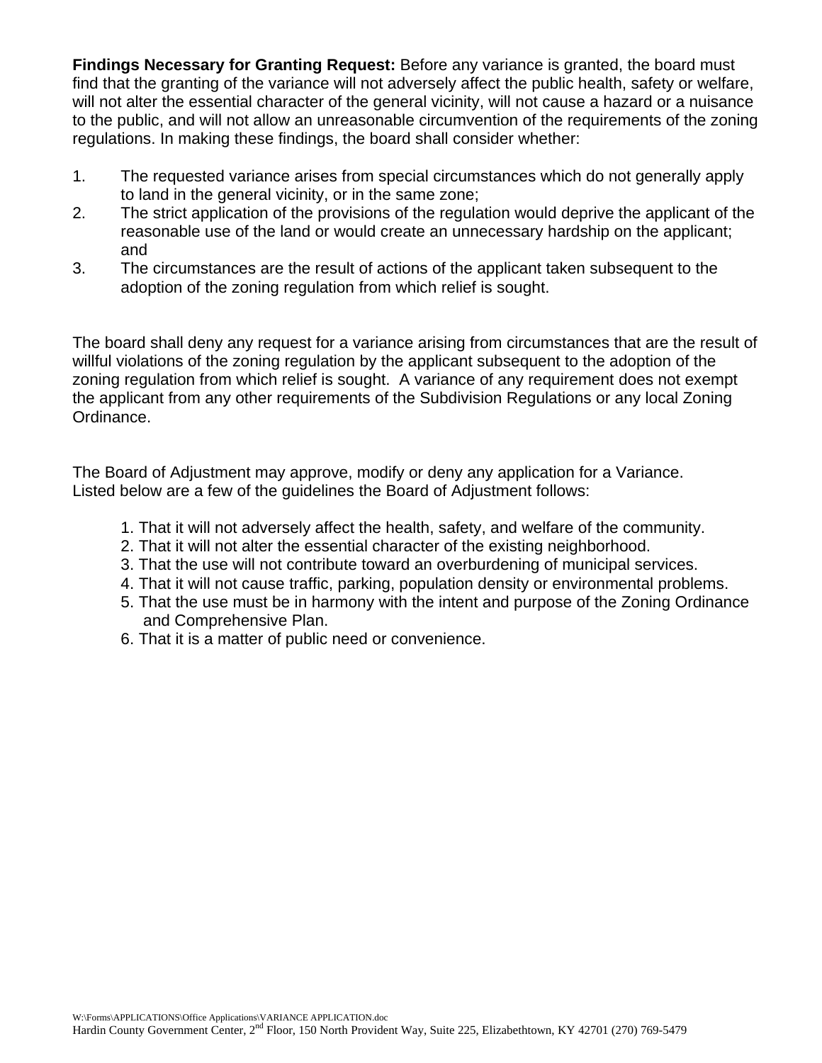**Findings Necessary for Granting Request:** Before any variance is granted, the board must find that the granting of the variance will not adversely affect the public health, safety or welfare, will not alter the essential character of the general vicinity, will not cause a hazard or a nuisance to the public, and will not allow an unreasonable circumvention of the requirements of the zoning regulations. In making these findings, the board shall consider whether:

1. The requested variance arises from special circumstances which do not generally apply to land in the general vicinity, or in the same zone;
2. The strict application of the provisions of the regulation would deprive the applicant of the reasonable use of the land or would create an unnecessary hardship on the applicant; and
3. The circumstances are the result of actions of the applicant taken subsequent to the adoption of the zoning regulation from which relief is sought.

The board shall deny any request for a variance arising from circumstances that are the result of willful violations of the zoning regulation by the applicant subsequent to the adoption of the zoning regulation from which relief is sought. A variance of any requirement does not exempt the applicant from any other requirements of the Subdivision Regulations or any local Zoning Ordinance.

The Board of Adjustment may approve, modify or deny any application for a Variance. Listed below are a few of the guidelines the Board of Adjustment follows:

1. That it will not adversely affect the health, safety, and welfare of the community.
2. That it will not alter the essential character of the existing neighborhood.
3. That the use will not contribute toward an overburdening of municipal services.
4. That it will not cause traffic, parking, population density or environmental problems.
5. That the use must be in harmony with the intent and purpose of the Zoning Ordinance and Comprehensive Plan.
6. That it is a matter of public need or convenience.

W:\Forms\APPLICATIONS\Office Applications\VARIANCE APPLICATION.doc
Hardin County Government Center, 2nd Floor, 150 North Provident Way, Suite 225, Elizabethtown, KY 42701 (270) 769-5479